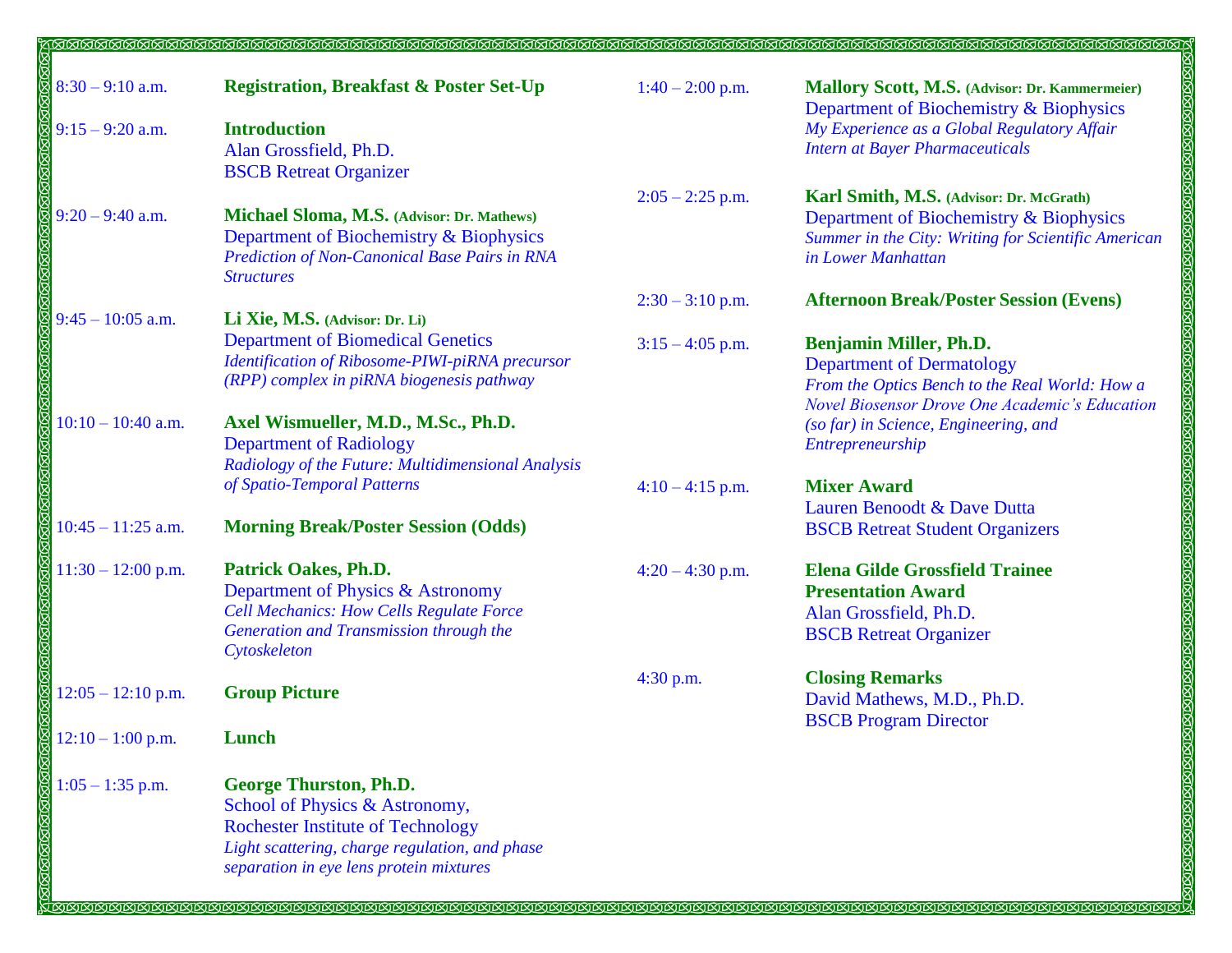| Time | Event |
|---|---|
| 8:30 – 9:10 a.m. | **Registration, Breakfast & Poster Set-Up** |
| 9:15 – 9:20 a.m. | **Introduction**<br>Alan Grossfield, Ph.D.<br>BSCB Retreat Organizer |
| 9:20 – 9:40 a.m. | **Michael Sloma, M.S. (Advisor: Dr. Mathews)**<br>Department of Biochemistry & Biophysics<br>*Prediction of Non-Canonical Base Pairs in RNA Structures* |
| 9:45 – 10:05 a.m. | **Li Xie, M.S. (Advisor: Dr. Li)**<br>Department of Biomedical Genetics<br>*Identification of Ribosome-PIWI-piRNA precursor (RPP) complex in piRNA biogenesis pathway* |
| 10:10 – 10:40 a.m. | **Axel Wismueller, M.D., M.Sc., Ph.D.**<br>Department of Radiology<br>*Radiology of the Future: Multidimensional Analysis of Spatio-Temporal Patterns* |
| 10:45 – 11:25 a.m. | **Morning Break/Poster Session (Odds)** |
| 11:30 – 12:00 p.m. | **Patrick Oakes, Ph.D.**<br>Department of Physics & Astronomy<br>*Cell Mechanics: How Cells Regulate Force Generation and Transmission through the Cytoskeleton* |
| 12:05 – 12:10 p.m. | **Group Picture** |
| 12:10 – 1:00 p.m. | **Lunch** |
| 1:05 – 1:35 p.m. | **George Thurston, Ph.D.**<br>School of Physics & Astronomy,<br>Rochester Institute of Technology<br>*Light scattering, charge regulation, and phase separation in eye lens protein mixtures* |
| 1:40 – 2:00 p.m. | **Mallory Scott, M.S. (Advisor: Dr. Kammermeier)**<br>Department of Biochemistry & Biophysics<br>*My Experience as a Global Regulatory Affair Intern at Bayer Pharmaceuticals* |
| 2:05 – 2:25 p.m. | **Karl Smith, M.S. (Advisor: Dr. McGrath)**<br>Department of Biochemistry & Biophysics<br>*Summer in the City: Writing for Scientific American in Lower Manhattan* |
| 2:30 – 3:10 p.m. | **Afternoon Break/Poster Session (Evens)** |
| 3:15 – 4:05 p.m. | **Benjamin Miller, Ph.D.**<br>Department of Dermatology<br>*From the Optics Bench to the Real World: How a Novel Biosensor Drove One Academic's Education (so far) in Science, Engineering, and Entrepreneurship* |
| 4:10 – 4:15 p.m. | **Mixer Award**<br>Lauren Benoodt & Dave Dutta<br>BSCB Retreat Student Organizers |
| 4:20 – 4:30 p.m. | **Elena Gilde Grossfield Trainee Presentation Award**<br>Alan Grossfield, Ph.D.<br>BSCB Retreat Organizer |
| 4:30 p.m. | **Closing Remarks**<br>David Mathews, M.D., Ph.D.<br>BSCB Program Director |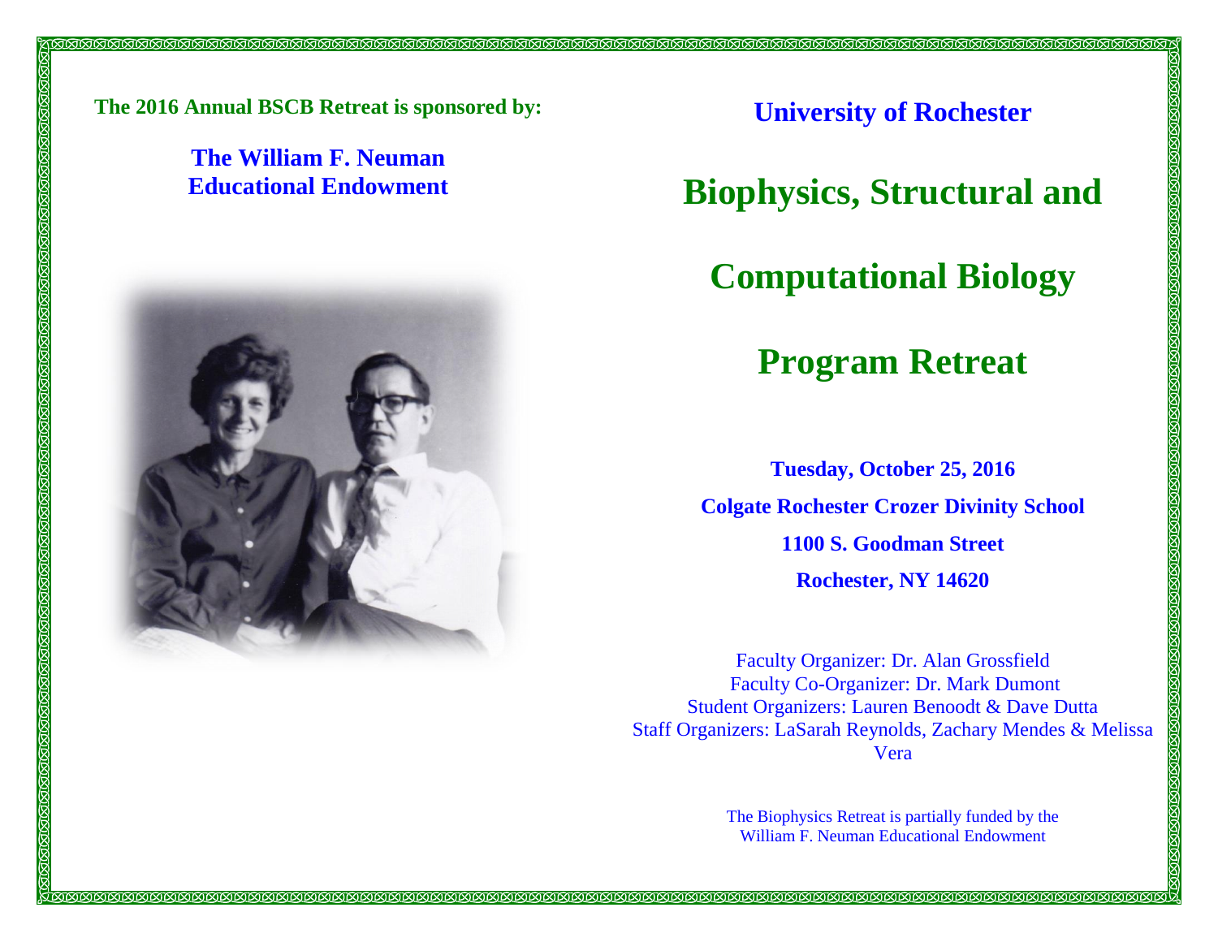**The 2016 Annual BSCB Retreat is sponsored by:**

**The William F. Neuman Educational Endowment**

## University of Rochester

# Biophysics, Structural and Computational Biology Program Retreat

**Tuesday, October 25, 2016**

**Colgate Rochester Crozer Divinity School**

**1100 S. Goodman Street**

**Rochester, NY 14620**

Faculty Organizer: Dr. Alan Grossfield
Faculty Co-Organizer: Dr. Mark Dumont
Student Organizers: Lauren Benoodt & Dave Dutta
Staff Organizers: LaSarah Reynolds, Zachary Mendes & Melissa Vera

The Biophysics Retreat is partially funded by the William F. Neuman Educational Endowment